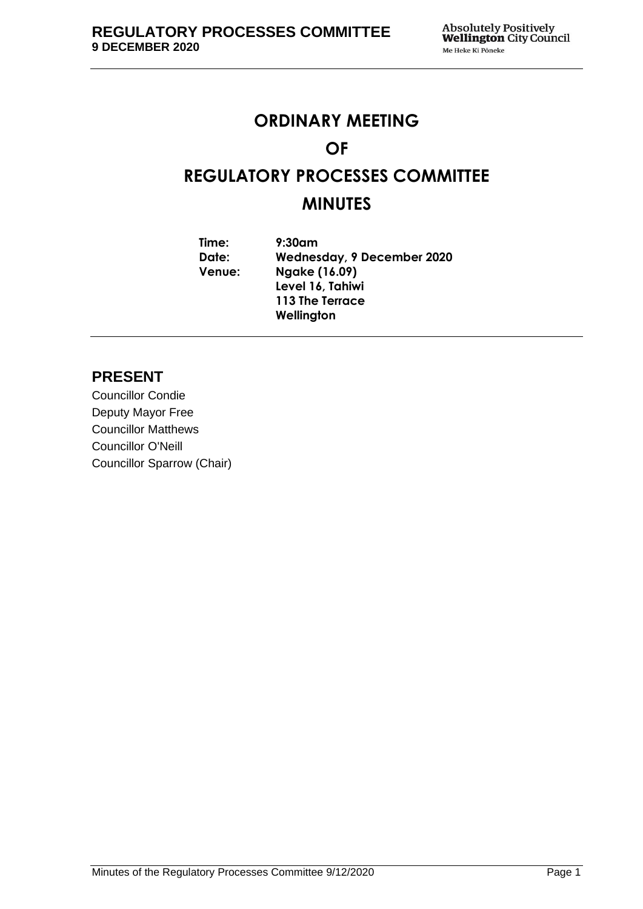# ORDINARY MEETING

# OF

# REGULATORY PROCESSES COMMITTEE

# MINUTES

| | |
|---|---|
| **Time:** | **9:30am** |
| **Date:** | **Wednesday, 9 December 2020** |
| **Venue:** | **Ngake (16.09)**<br>**Level 16, Tahiwi**<br>**113 The Terrace**<br>**Wellington** |

## PRESENT

Councillor Condie
Deputy Mayor Free
Councillor Matthews
Councillor O'Neill
Councillor Sparrow (Chair)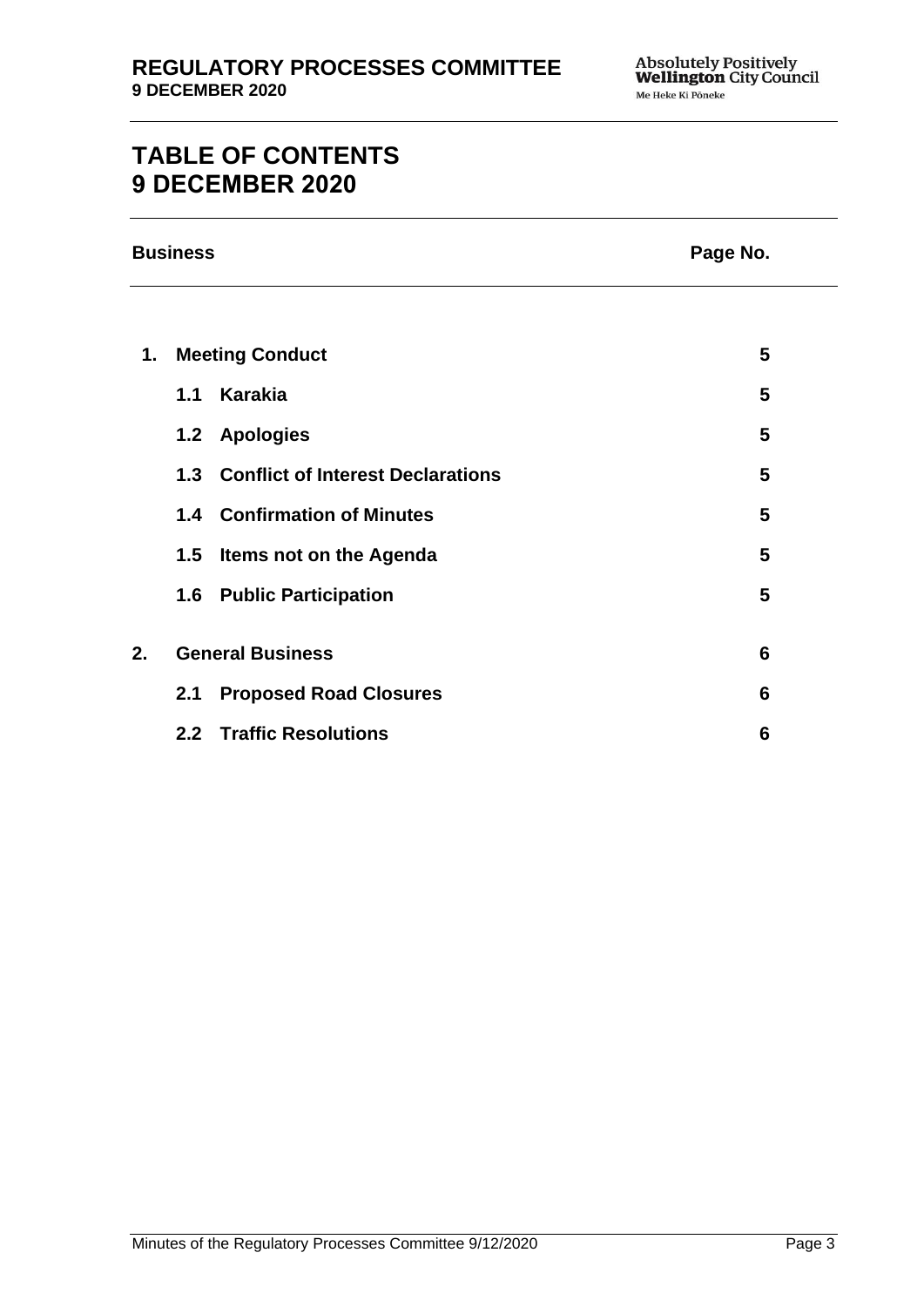# TABLE OF CONTENTS
# 9 DECEMBER 2020

| Business | | Page No. |
|---|---|---|
| **1.** | **Meeting Conduct** | **5** |
| | **1.1 Karakia** | **5** |
| | **1.2 Apologies** | **5** |
| | **1.3 Conflict of Interest Declarations** | **5** |
| | **1.4 Confirmation of Minutes** | **5** |
| | **1.5 Items not on the Agenda** | **5** |
| | **1.6 Public Participation** | **5** |
| **2.** | **General Business** | **6** |
| | **2.1 Proposed Road Closures** | **6** |
| | **2.2 Traffic Resolutions** | **6** |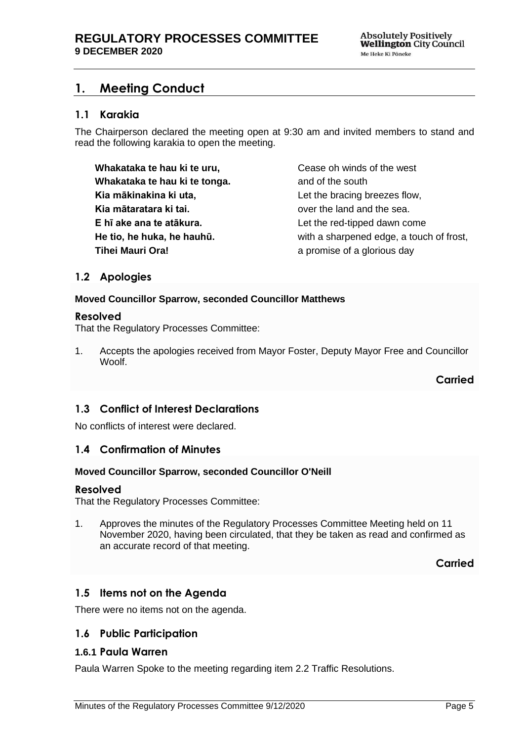# 1. Meeting Conduct

## 1.1 Karakia

The Chairperson declared the meeting open at 9:30 am and invited members to stand and read the following karakia to open the meeting.

| | |
|---|---|
| **Whakataka te hau ki te uru,** | Cease oh winds of the west |
| **Whakataka te hau ki te tonga.** | and of the south |
| **Kia mākinakina ki uta,** | Let the bracing breezes flow, |
| **Kia mātaratara ki tai.** | over the land and the sea. |
| **E hī ake ana te atākura.** | Let the red-tipped dawn come |
| **He tio, he huka, he hauhū.** | with a sharpened edge, a touch of frost, |
| **Tihei Mauri Ora!** | a promise of a glorious day |

## 1.2 Apologies

**Moved Councillor Sparrow, seconded Councillor Matthews**

### Resolved

That the Regulatory Processes Committee:

1. Accepts the apologies received from Mayor Foster, Deputy Mayor Free and Councillor Woolf.

**Carried**

## 1.3 Conflict of Interest Declarations

No conflicts of interest were declared.

## 1.4 Confirmation of Minutes

**Moved Councillor Sparrow, seconded Councillor O'Neill**

### Resolved

That the Regulatory Processes Committee:

1. Approves the minutes of the Regulatory Processes Committee Meeting held on 11 November 2020, having been circulated, that they be taken as read and confirmed as an accurate record of that meeting.

**Carried**

## 1.5 Items not on the Agenda

There were no items not on the agenda.

## 1.6 Public Participation

### 1.6.1 Paula Warren

Paula Warren Spoke to the meeting regarding item 2.2 Traffic Resolutions.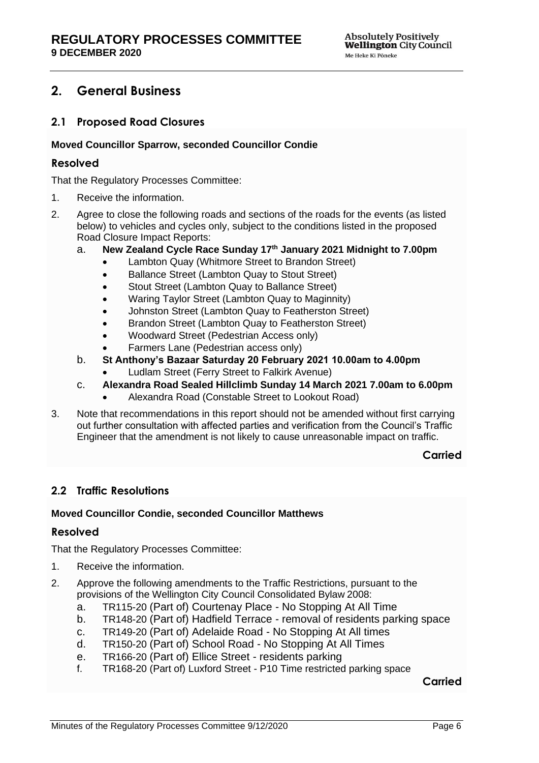## 2. General Business

### 2.1 Proposed Road Closures

**Moved Councillor Sparrow, seconded Councillor Condie**

#### Resolved

That the Regulatory Processes Committee:

1. Receive the information.
2. Agree to close the following roads and sections of the roads for the events (as listed below) to vehicles and cycles only, subject to the conditions listed in the proposed Road Closure Impact Reports:
   a. **New Zealand Cycle Race Sunday 17th January 2021 Midnight to 7.00pm**
      - Lambton Quay (Whitmore Street to Brandon Street)
      - Ballance Street (Lambton Quay to Stout Street)
      - Stout Street (Lambton Quay to Ballance Street)
      - Waring Taylor Street (Lambton Quay to Maginnity)
      - Johnston Street (Lambton Quay to Featherston Street)
      - Brandon Street (Lambton Quay to Featherston Street)
      - Woodward Street (Pedestrian Access only)
      - Farmers Lane (Pedestrian access only)

   b. **St Anthony's Bazaar Saturday 20 February 2021 10.00am to 4.00pm**
      - Ludlam Street (Ferry Street to Falkirk Avenue)

   c. **Alexandra Road Sealed Hillclimb Sunday 14 March 2021 7.00am to 6.00pm**
      - Alexandra Road (Constable Street to Lookout Road)
3. Note that recommendations in this report should not be amended without first carrying out further consultation with affected parties and verification from the Council's Traffic Engineer that the amendment is not likely to cause unreasonable impact on traffic.

**Carried**

### 2.2 Traffic Resolutions

**Moved Councillor Condie, seconded Councillor Matthews**

#### Resolved

That the Regulatory Processes Committee:

1. Receive the information.
2. Approve the following amendments to the Traffic Restrictions, pursuant to the provisions of the Wellington City Council Consolidated Bylaw 2008:
   a. TR115-20 (Part of) Courtenay Place - No Stopping At All Time
   b. TR148-20 (Part of) Hadfield Terrace - removal of residents parking space
   c. TR149-20 (Part of) Adelaide Road - No Stopping At All times
   d. TR150-20 (Part of) School Road - No Stopping At All Times
   e. TR166-20 (Part of) Ellice Street - residents parking
   f. TR168-20 (Part of) Luxford Street - P10 Time restricted parking space

**Carried**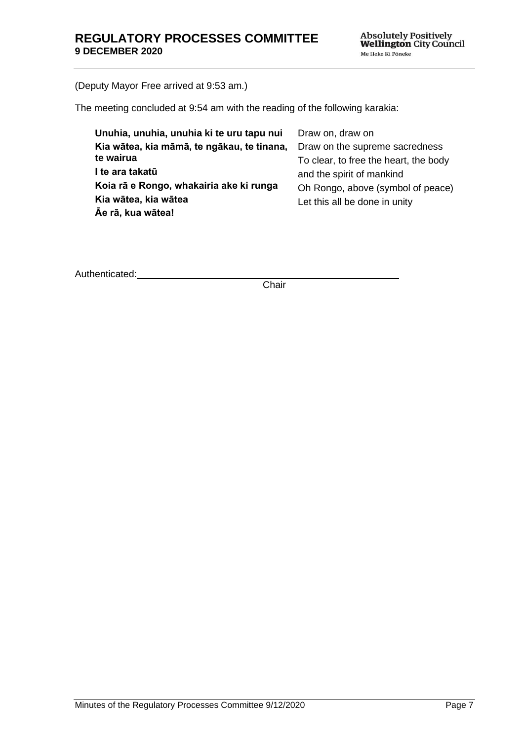(Deputy Mayor Free arrived at 9:53 am.)

The meeting concluded at 9:54 am with the reading of the following karakia:

| | |
|---|---|
| **Unuhia, unuhia, unuhia ki te uru tapu nui** | Draw on, draw on |
| **Kia wātea, kia māmā, te ngākau, te tinana, te wairua** | Draw on the supreme sacredness |
| **I te ara takatū** | To clear, to free the heart, the body |
| **Koia rā e Rongo, whakairia ake ki runga** | and the spirit of mankind |
| **Kia wātea, kia wātea** | Oh Rongo, above (symbol of peace) |
| **Āe rā, kua wātea!** | Let this all be done in unity |

Authenticated: ______________________________
Chair